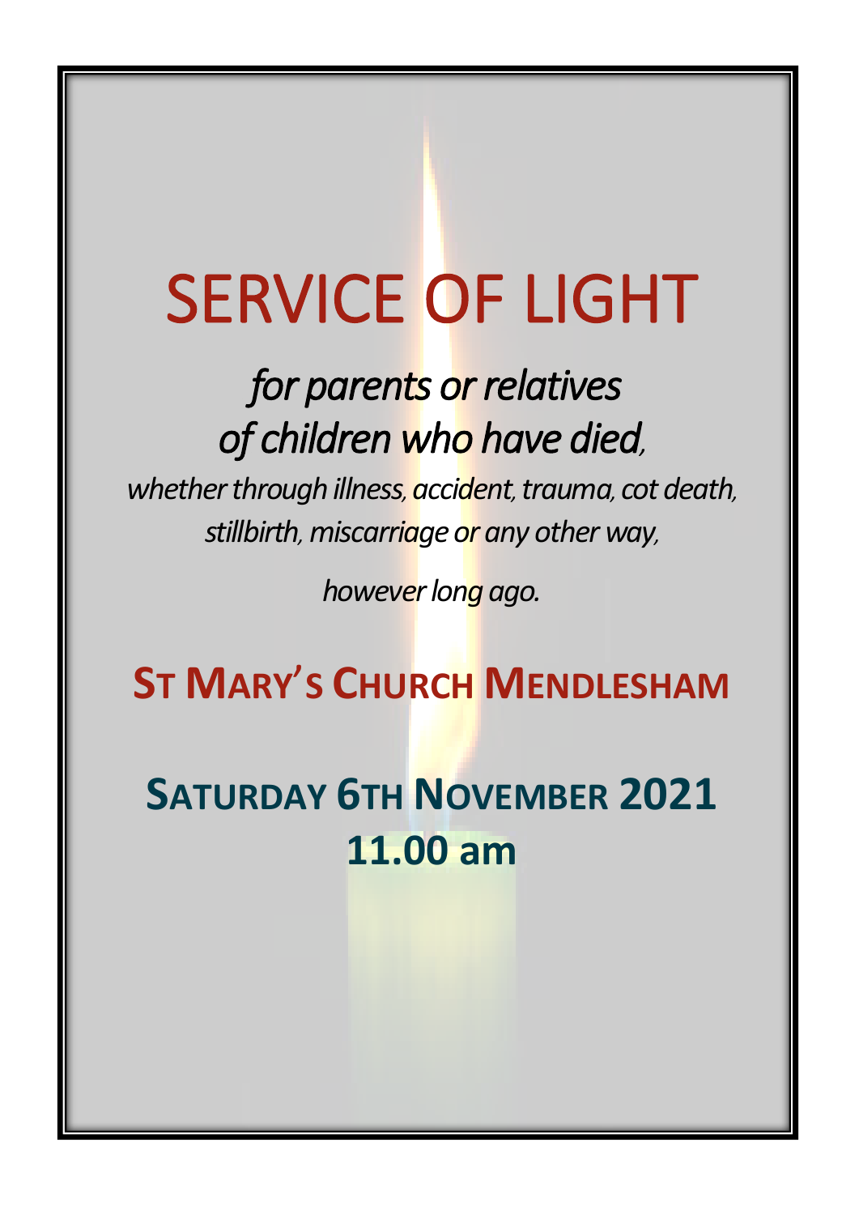# SERVICE OF LIGHT

## *for parents or relatives of children who have died,*

*whether through illness, accident, trauma, cot death, stillbirth, miscarriage or any other way,*

*however long ago.*

## **ST MARY'S CHURCH MENDLESHAM**

## **SATURDAY 6TH NOVEMBER 2021**
## **11.00 am**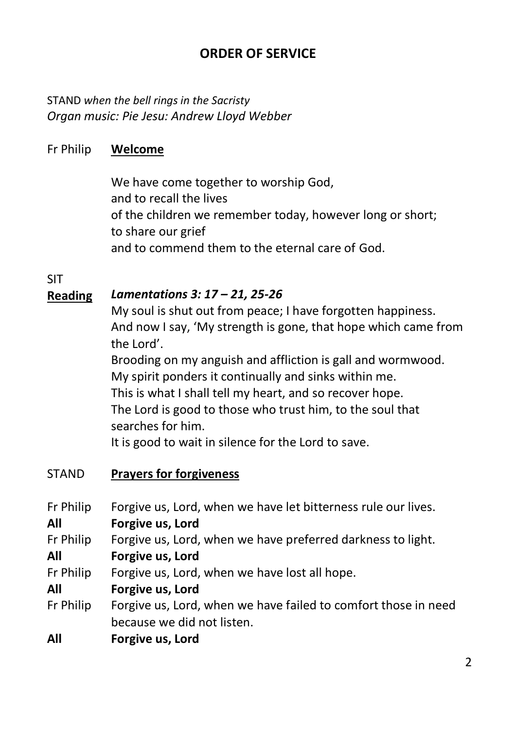## ORDER OF SERVICE

STAND *when the bell rings in the Sacristy*
*Organ music: Pie Jesu: Andrew Lloyd Webber*

Fr Philip **Welcome**

We have come together to worship God,
and to recall the lives
of the children we remember today, however long or short;
to share our grief
and to commend them to the eternal care of God.

SIT

**Reading** ***Lamentations 3: 17 – 21, 25-26***

My soul is shut out from peace; I have forgotten happiness.
And now I say, 'My strength is gone, that hope which came from the Lord'.
Brooding on my anguish and affliction is gall and wormwood.
My spirit ponders it continually and sinks within me.
This is what I shall tell my heart, and so recover hope.
The Lord is good to those who trust him, to the soul that searches for him.
It is good to wait in silence for the Lord to save.

STAND **Prayers for forgiveness**

Fr Philip Forgive us, Lord, when we have let bitterness rule our lives.
**All** **Forgive us, Lord**
Fr Philip Forgive us, Lord, when we have preferred darkness to light.
**All** **Forgive us, Lord**
Fr Philip Forgive us, Lord, when we have lost all hope.
**All** **Forgive us, Lord**
Fr Philip Forgive us, Lord, when we have failed to comfort those in need because we did not listen.
**All** **Forgive us, Lord**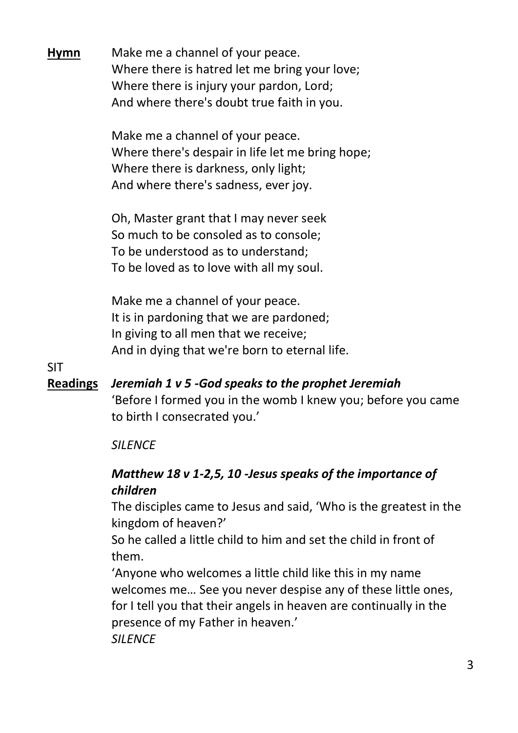**Hymn**

Make me a channel of your peace.
Where there is hatred let me bring your love;
Where there is injury your pardon, Lord;
And where there's doubt true faith in you.

Make me a channel of your peace.
Where there's despair in life let me bring hope;
Where there is darkness, only light;
And where there's sadness, ever joy.

Oh, Master grant that I may never seek
So much to be consoled as to console;
To be understood as to understand;
To be loved as to love with all my soul.

Make me a channel of your peace.
It is in pardoning that we are pardoned;
In giving to all men that we receive;
And in dying that we're born to eternal life.

SIT

**Readings** ***Jeremiah 1 v 5 -God speaks to the prophet Jeremiah***

'Before I formed you in the womb I knew you; before you came to birth I consecrated you.'

*SILENCE*

***Matthew 18 v 1-2,5, 10 -Jesus speaks of the importance of children***

The disciples came to Jesus and said, 'Who is the greatest in the kingdom of heaven?'

So he called a little child to him and set the child in front of them.

'Anyone who welcomes a little child like this in my name welcomes me… See you never despise any of these little ones, for I tell you that their angels in heaven are continually in the presence of my Father in heaven.'

*SILENCE*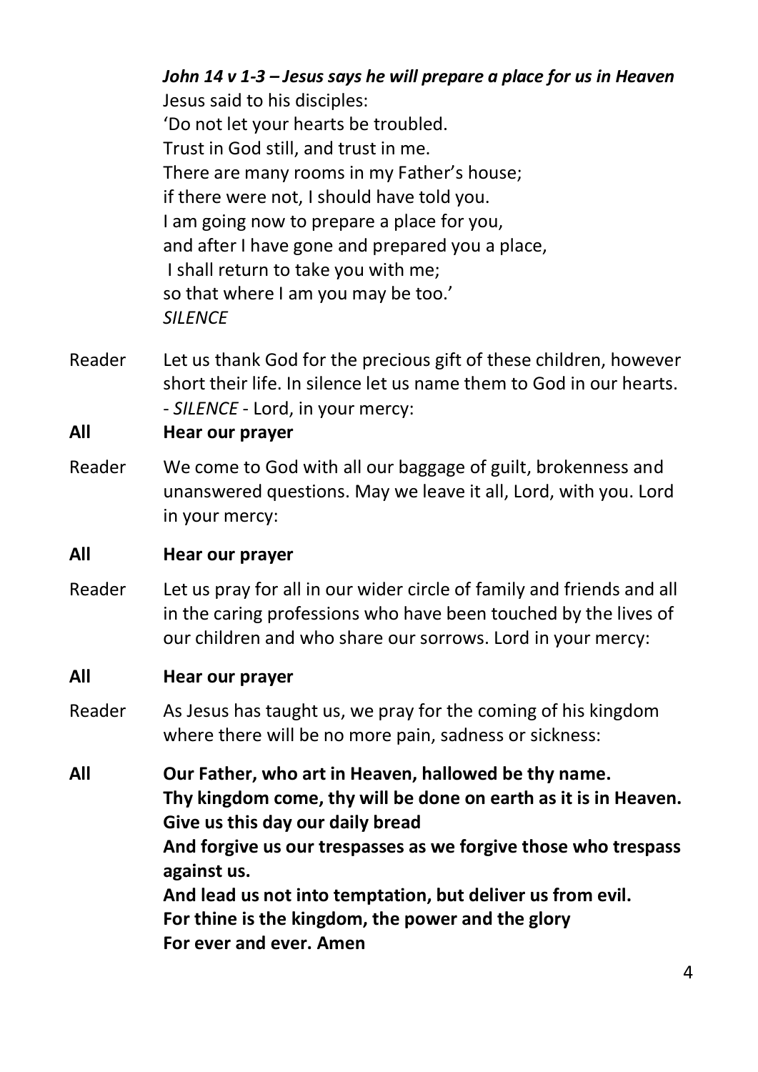***John 14 v 1-3 – Jesus says he will prepare a place for us in Heaven***
Jesus said to his disciples:
'Do not let your hearts be troubled.
Trust in God still, and trust in me.
There are many rooms in my Father's house;
if there were not, I should have told you.
I am going now to prepare a place for you,
and after I have gone and prepared you a place,
I shall return to take you with me;
so that where I am you may be too.'
*SILENCE*

Reader Let us thank God for the precious gift of these children, however short their life. In silence let us name them to God in our hearts. - *SILENCE* - Lord, in your mercy:

**All Hear our prayer**

Reader We come to God with all our baggage of guilt, brokenness and unanswered questions. May we leave it all, Lord, with you. Lord in your mercy:

**All Hear our prayer**

Reader Let us pray for all in our wider circle of family and friends and all in the caring professions who have been touched by the lives of our children and who share our sorrows. Lord in your mercy:

**All Hear our prayer**

Reader As Jesus has taught us, we pray for the coming of his kingdom where there will be no more pain, sadness or sickness:

**All Our Father, who art in Heaven, hallowed be thy name.**
**Thy kingdom come, thy will be done on earth as it is in Heaven.**
**Give us this day our daily bread**
**And forgive us our trespasses as we forgive those who trespass against us.**
**And lead us not into temptation, but deliver us from evil.**
**For thine is the kingdom, the power and the glory**
**For ever and ever. Amen**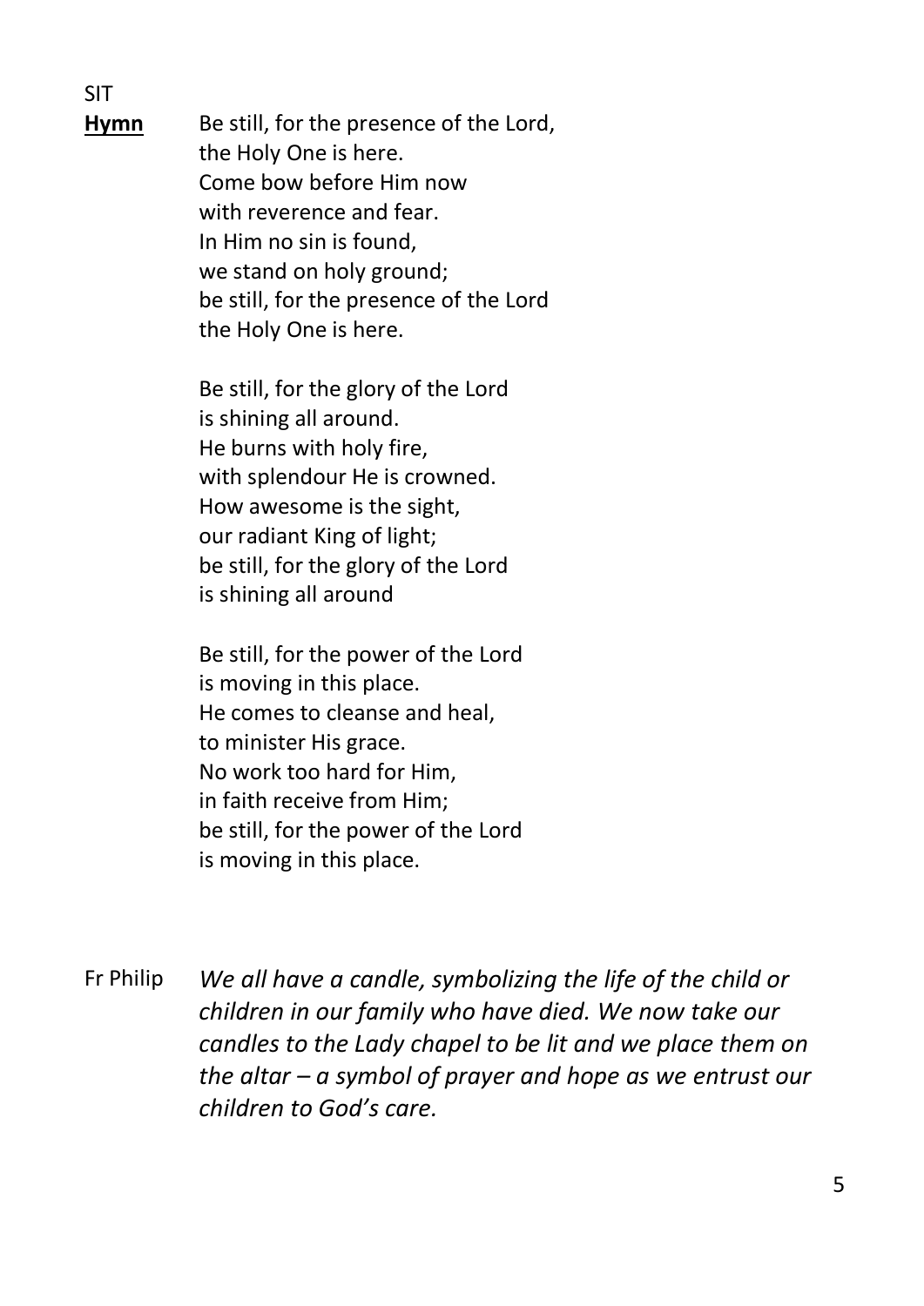SIT

**Hymn** Be still, for the presence of the Lord,
the Holy One is here.
Come bow before Him now
with reverence and fear.
In Him no sin is found,
we stand on holy ground;
be still, for the presence of the Lord
the Holy One is here.

Be still, for the glory of the Lord
is shining all around.
He burns with holy fire,
with splendour He is crowned.
How awesome is the sight,
our radiant King of light;
be still, for the glory of the Lord
is shining all around

Be still, for the power of the Lord
is moving in this place.
He comes to cleanse and heal,
to minister His grace.
No work too hard for Him,
in faith receive from Him;
be still, for the power of the Lord
is moving in this place.

Fr Philip *We all have a candle, symbolizing the life of the child or children in our family who have died. We now take our candles to the Lady chapel to be lit and we place them on the altar – a symbol of prayer and hope as we entrust our children to God's care.*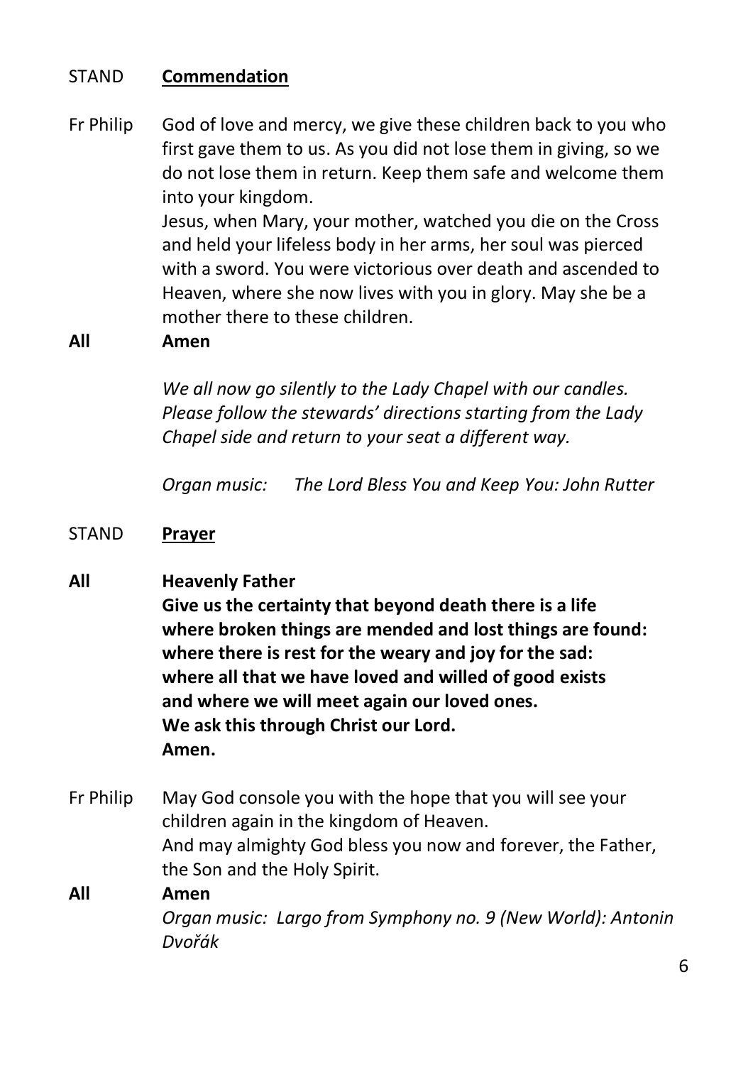STAND **<u>Commendation</u>**

Fr Philip God of love and mercy, we give these children back to you who first gave them to us. As you did not lose them in giving, so we do not lose them in return. Keep them safe and welcome them into your kingdom.
Jesus, when Mary, your mother, watched you die on the Cross and held your lifeless body in her arms, her soul was pierced with a sword. You were victorious over death and ascended to Heaven, where she now lives with you in glory. May she be a mother there to these children.

**All** **Amen**

*We all now go silently to the Lady Chapel with our candles. Please follow the stewards' directions starting from the Lady Chapel side and return to your seat a different way.*

*Organ music: The Lord Bless You and Keep You: John Rutter*

STAND **<u>Prayer</u>**

**All** **Heavenly Father**
**Give us the certainty that beyond death there is a life**
**where broken things are mended and lost things are found:**
**where there is rest for the weary and joy for the sad:**
**where all that we have loved and willed of good exists**
**and where we will meet again our loved ones.**
**We ask this through Christ our Lord.**
**Amen.**

Fr Philip May God console you with the hope that you will see your children again in the kingdom of Heaven.
And may almighty God bless you now and forever, the Father, the Son and the Holy Spirit.

**All** **Amen**

*Organ music: Largo from Symphony no. 9 (New World): Antonin Dvořák*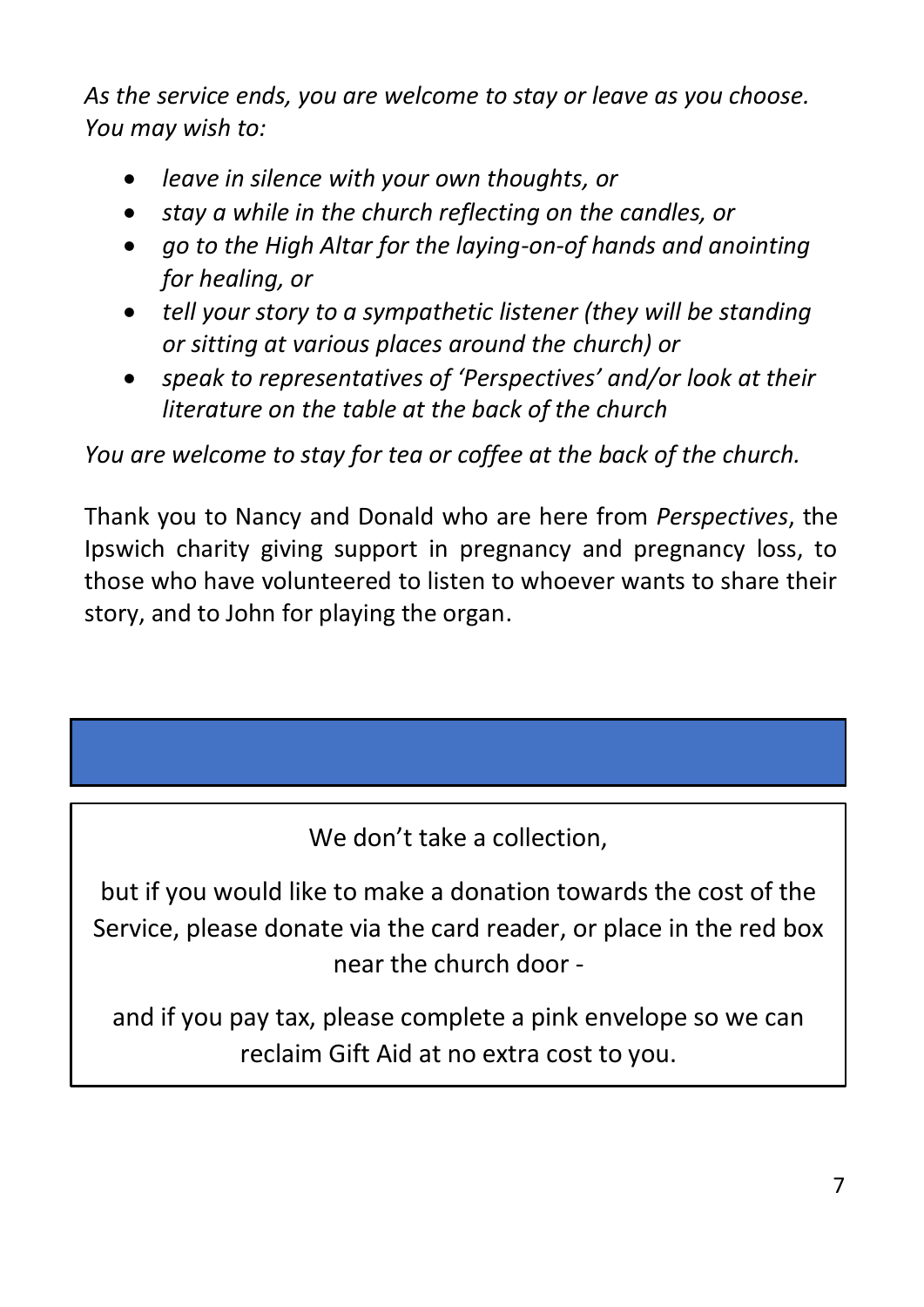*As the service ends, you are welcome to stay or leave as you choose. You may wish to:*

- *leave in silence with your own thoughts, or*
- *stay a while in the church reflecting on the candles, or*
- *go to the High Altar for the laying-on-of hands and anointing for healing, or*
- *tell your story to a sympathetic listener (they will be standing or sitting at various places around the church) or*
- *speak to representatives of 'Perspectives' and/or look at their literature on the table at the back of the church*

*You are welcome to stay for tea or coffee at the back of the church.*

Thank you to Nancy and Donald who are here from *Perspectives*, the Ipswich charity giving support in pregnancy and pregnancy loss, to those who have volunteered to listen to whoever wants to share their story, and to John for playing the organ.

We don't take a collection,

but if you would like to make a donation towards the cost of the Service, please donate via the card reader, or place in the red box near the church door -

and if you pay tax, please complete a pink envelope so we can reclaim Gift Aid at no extra cost to you.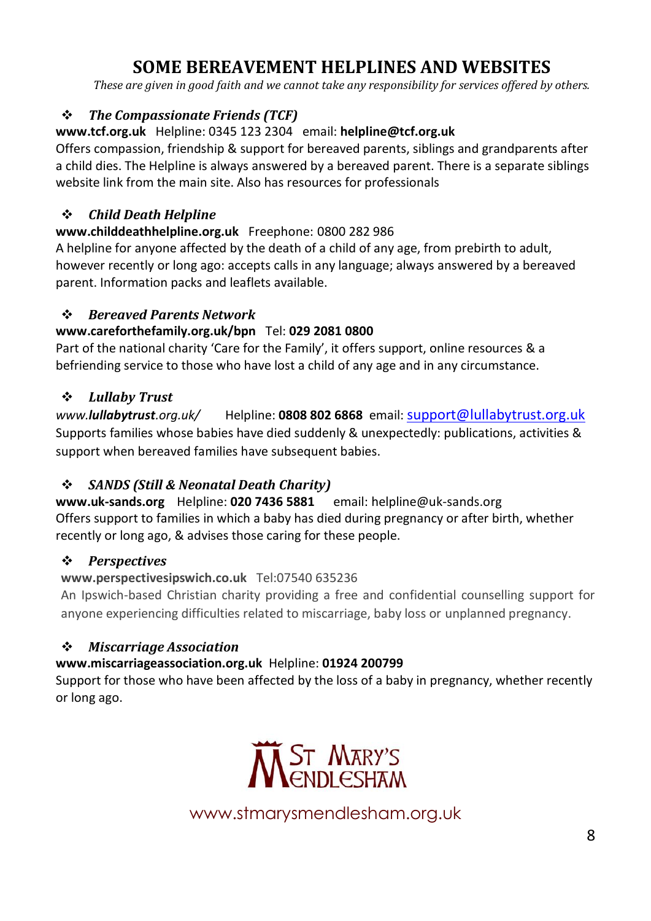# SOME BEREAVEMENT HELPLINES AND WEBSITES

*These are given in good faith and we cannot take any responsibility for services offered by others.*

- ***The Compassionate Friends (TCF)***

**www.tcf.org.uk** Helpline: 0345 123 2304 email: **helpline@tcf.org.uk**
Offers compassion, friendship & support for bereaved parents, siblings and grandparents after a child dies. The Helpline is always answered by a bereaved parent. There is a separate siblings website link from the main site. Also has resources for professionals

- ***Child Death Helpline***

**www.childdeathhelpline.org.uk** Freephone: 0800 282 986
A helpline for anyone affected by the death of a child of any age, from prebirth to adult, however recently or long ago: accepts calls in any language; always answered by a bereaved parent. Information packs and leaflets available.

- ***Bereaved Parents Network***

**www.careforthefamily.org.uk/bpn** Tel: **029 2081 0800**
Part of the national charity 'Care for the Family', it offers support, online resources & a befriending service to those who have lost a child of any age and in any circumstance.

- ***Lullaby Trust***

*www.**lullabytrust**.org.uk/* Helpline: **0808 802 6868** email: support@lullabytrust.org.uk
Supports families whose babies have died suddenly & unexpectedly: publications, activities & support when bereaved families have subsequent babies.

- ***SANDS (Still & Neonatal Death Charity)***

**www.uk-sands.org** Helpline: **020 7436 5881** email: helpline@uk-sands.org
Offers support to families in which a baby has died during pregnancy or after birth, whether recently or long ago, & advises those caring for these people.

- ***Perspectives***

**www.perspectivesipswich.co.uk** Tel:07540 635236
An Ipswich-based Christian charity providing a free and confidential counselling support for anyone experiencing difficulties related to miscarriage, baby loss or unplanned pregnancy.

- ***Miscarriage Association***

**www.miscarriageassociation.org.uk** Helpline: **01924 200799**
Support for those who have been affected by the loss of a baby in pregnancy, whether recently or long ago.

ST MARY'S MENDLESHAM

www.stmarysmendlesham.org.uk